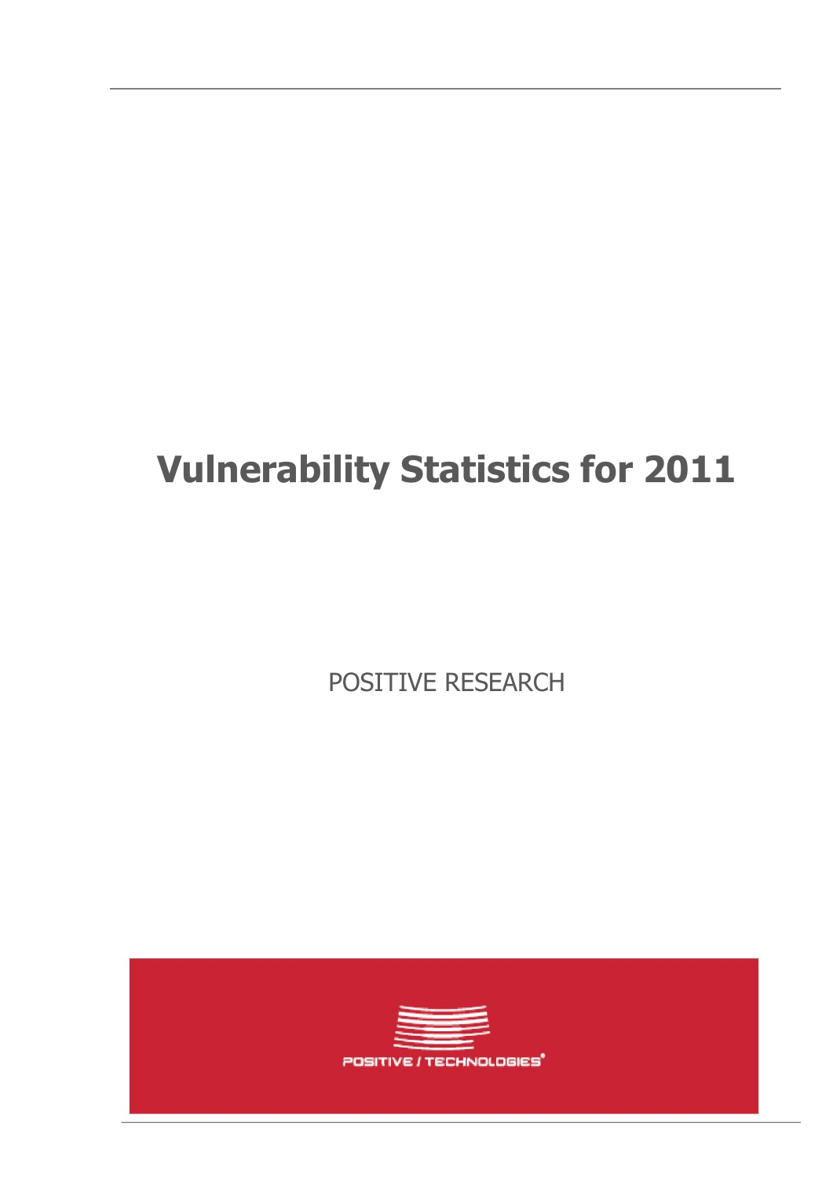# Vulnerability Statistics for 2011

POSITIVE RESEARCH

POSITIVE / TECHNOLOGIES®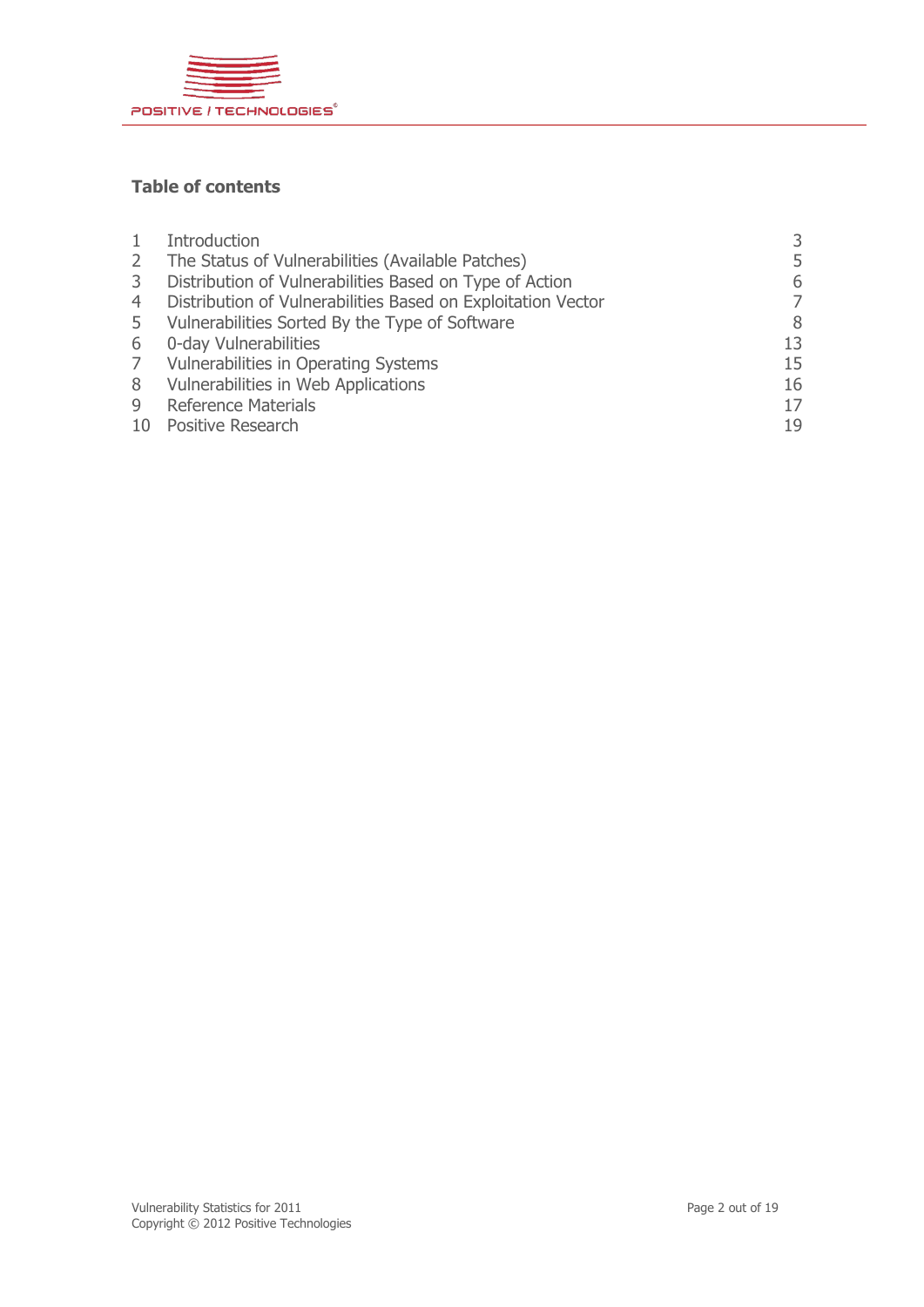**Table of contents**

| | | |
|---|---|---|
| 1 | Introduction | 3 |
| 2 | The Status of Vulnerabilities (Available Patches) | 5 |
| 3 | Distribution of Vulnerabilities Based on Type of Action | 6 |
| 4 | Distribution of Vulnerabilities Based on Exploitation Vector | 7 |
| 5 | Vulnerabilities Sorted By the Type of Software | 8 |
| 6 | 0-day Vulnerabilities | 13 |
| 7 | Vulnerabilities in Operating Systems | 15 |
| 8 | Vulnerabilities in Web Applications | 16 |
| 9 | Reference Materials | 17 |
| 10 | Positive Research | 19 |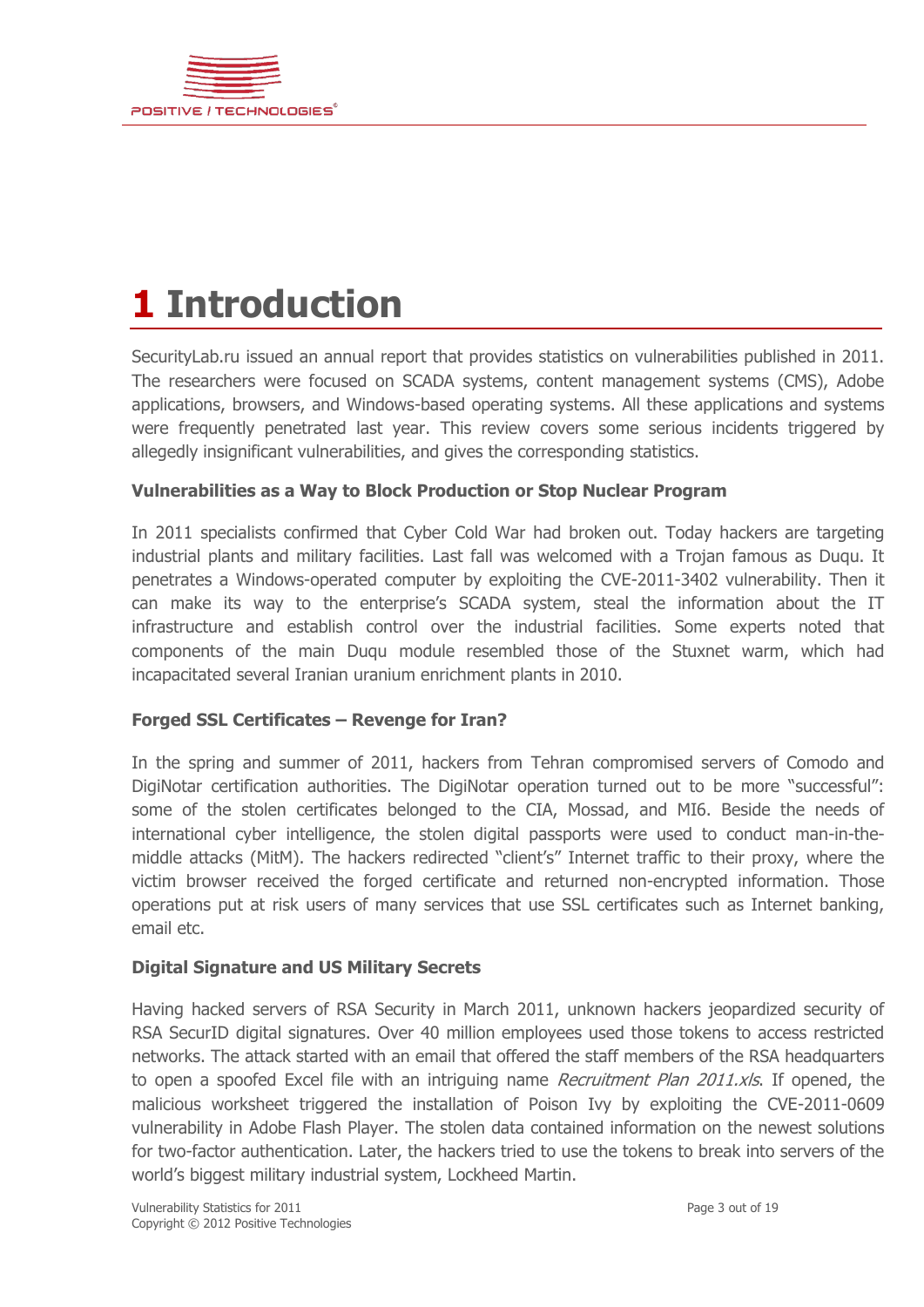# 1 Introduction

SecurityLab.ru issued an annual report that provides statistics on vulnerabilities published in 2011. The researchers were focused on SCADA systems, content management systems (CMS), Adobe applications, browsers, and Windows-based operating systems. All these applications and systems were frequently penetrated last year. This review covers some serious incidents triggered by allegedly insignificant vulnerabilities, and gives the corresponding statistics.

**Vulnerabilities as a Way to Block Production or Stop Nuclear Program**

In 2011 specialists confirmed that Cyber Cold War had broken out. Today hackers are targeting industrial plants and military facilities. Last fall was welcomed with a Trojan famous as Duqu. It penetrates a Windows-operated computer by exploiting the CVE-2011-3402 vulnerability. Then it can make its way to the enterprise's SCADA system, steal the information about the IT infrastructure and establish control over the industrial facilities. Some experts noted that components of the main Duqu module resembled those of the Stuxnet warm, which had incapacitated several Iranian uranium enrichment plants in 2010.

**Forged SSL Certificates – Revenge for Iran?**

In the spring and summer of 2011, hackers from Tehran compromised servers of Comodo and DigiNotar certification authorities. The DigiNotar operation turned out to be more "successful": some of the stolen certificates belonged to the CIA, Mossad, and MI6. Beside the needs of international cyber intelligence, the stolen digital passports were used to conduct man-in-the-middle attacks (MitM). The hackers redirected "client's" Internet traffic to their proxy, where the victim browser received the forged certificate and returned non-encrypted information. Those operations put at risk users of many services that use SSL certificates such as Internet banking, email etc.

**Digital Signature and US Military Secrets**

Having hacked servers of RSA Security in March 2011, unknown hackers jeopardized security of RSA SecurID digital signatures. Over 40 million employees used those tokens to access restricted networks. The attack started with an email that offered the staff members of the RSA headquarters to open a spoofed Excel file with an intriguing name *Recruitment Plan 2011.xls*. If opened, the malicious worksheet triggered the installation of Poison Ivy by exploiting the CVE-2011-0609 vulnerability in Adobe Flash Player. The stolen data contained information on the newest solutions for two-factor authentication. Later, the hackers tried to use the tokens to break into servers of the world's biggest military industrial system, Lockheed Martin.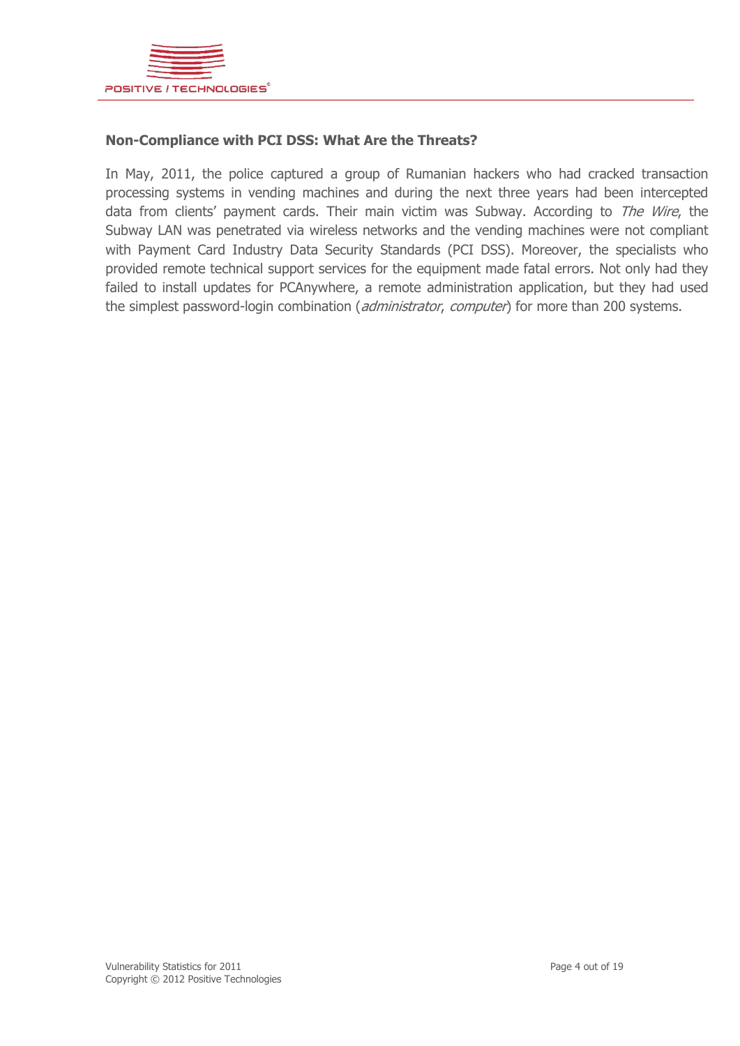**Non-Compliance with PCI DSS: What Are the Threats?**

In May, 2011, the police captured a group of Rumanian hackers who had cracked transaction processing systems in vending machines and during the next three years had been intercepted data from clients' payment cards. Their main victim was Subway. According to *The Wire*, the Subway LAN was penetrated via wireless networks and the vending machines were not compliant with Payment Card Industry Data Security Standards (PCI DSS). Moreover, the specialists who provided remote technical support services for the equipment made fatal errors. Not only had they failed to install updates for PCAnywhere, a remote administration application, but they had used the simplest password-login combination (*administrator*, *computer*) for more than 200 systems.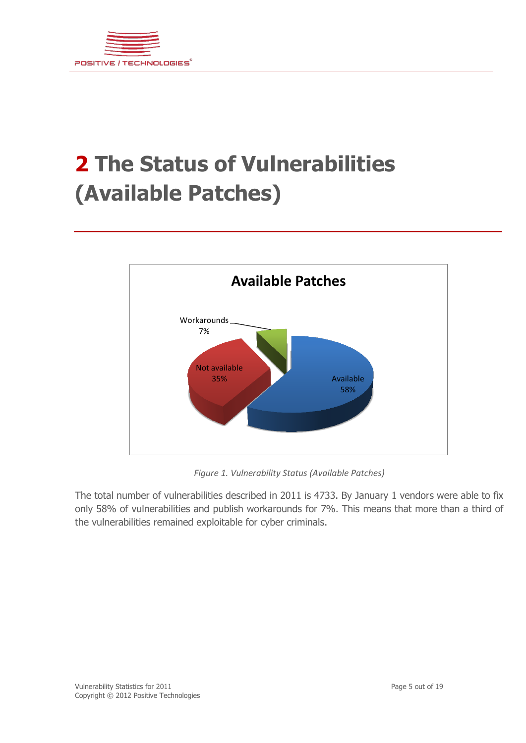# 2 The Status of Vulnerabilities (Available Patches)

*Figure 1. Vulnerability Status (Available Patches)*

The total number of vulnerabilities described in 2011 is 4733. By January 1 vendors were able to fix only 58% of vulnerabilities and publish workarounds for 7%. This means that more than a third of the vulnerabilities remained exploitable for cyber criminals.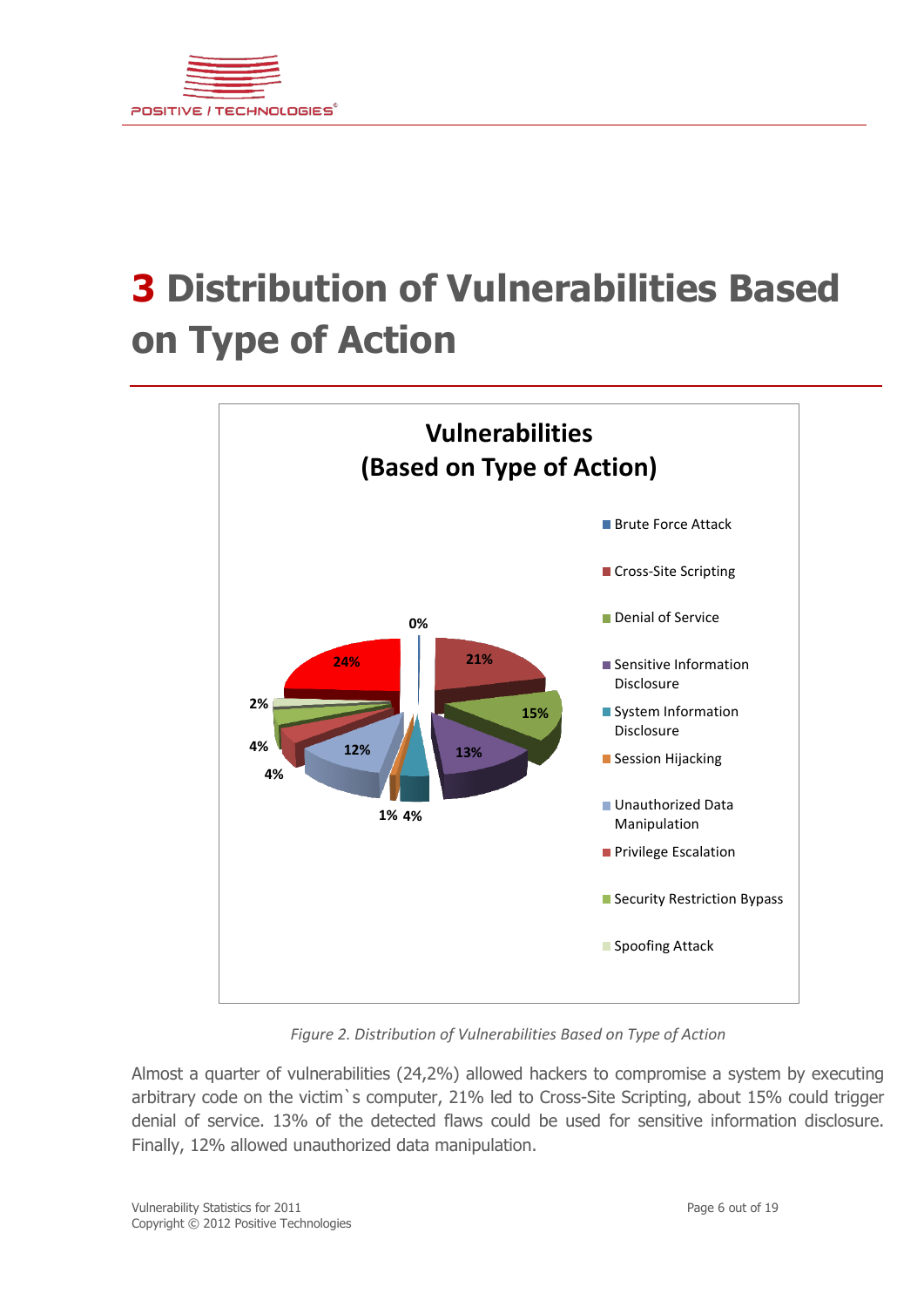# 3 Distribution of Vulnerabilities Based on Type of Action

*Figure 2. Distribution of Vulnerabilities Based on Type of Action*

Almost a quarter of vulnerabilities (24,2%) allowed hackers to compromise a system by executing arbitrary code on the victim`s computer, 21% led to Cross-Site Scripting, about 15% could trigger denial of service. 13% of the detected flaws could be used for sensitive information disclosure. Finally, 12% allowed unauthorized data manipulation.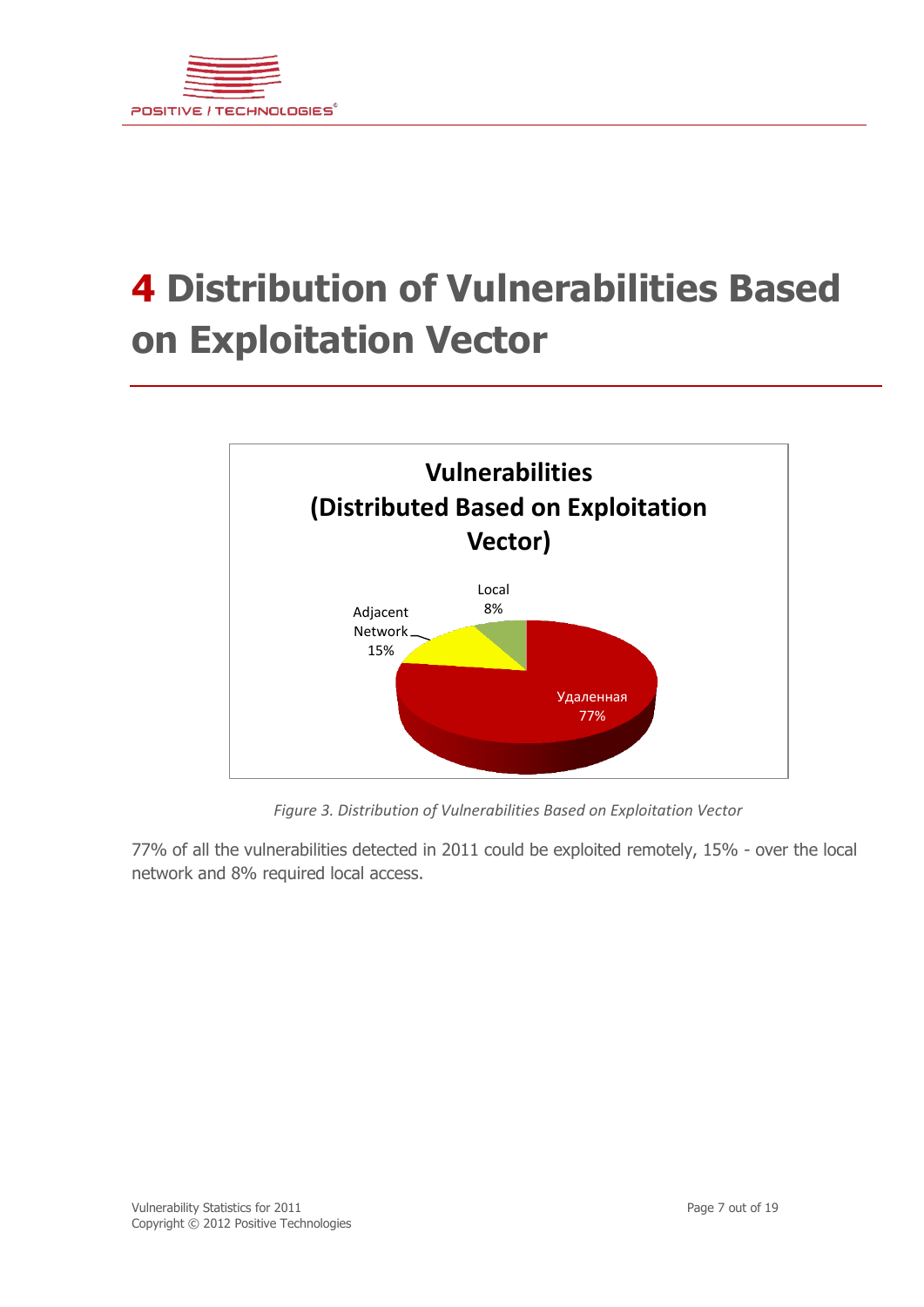# 4 Distribution of Vulnerabilities Based on Exploitation Vector

*Figure 3. Distribution of Vulnerabilities Based on Exploitation Vector*

77% of all the vulnerabilities detected in 2011 could be exploited remotely, 15% - over the local network and 8% required local access.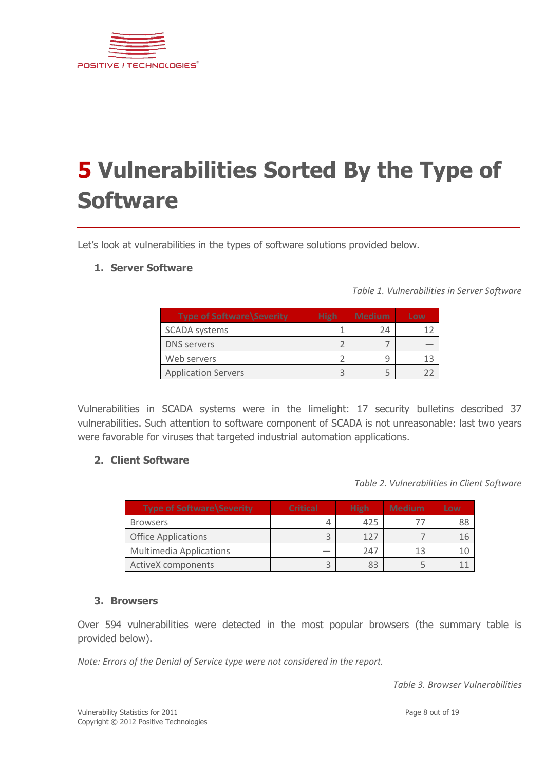# 5 Vulnerabilities Sorted By the Type of Software

Let's look at vulnerabilities in the types of software solutions provided below.

1. **Server Software**

*Table 1. Vulnerabilities in Server Software*

| Type of Software\Severity | High | Medium | Low |
|---|---|---|---|
| SCADA systems | 1 | 24 | 12 |
| DNS servers | 2 | 7 | — |
| Web servers | 2 | 9 | 13 |
| Application Servers | 3 | 5 | 22 |

Vulnerabilities in SCADA systems were in the limelight: 17 security bulletins described 37 vulnerabilities. Such attention to software component of SCADA is not unreasonable: last two years were favorable for viruses that targeted industrial automation applications.

2. **Client Software**

*Table 2. Vulnerabilities in Client Software*

| Type of Software\Severity | Critical | High | Medium | Low |
|---|---|---|---|---|
| Browsers | 4 | 425 | 77 | 88 |
| Office Applications | 3 | 127 | 7 | 16 |
| Multimedia Applications | — | 247 | 13 | 10 |
| ActiveX components | 3 | 83 | 5 | 11 |

3. **Browsers**

Over 594 vulnerabilities were detected in the most popular browsers (the summary table is provided below).

*Note: Errors of the Denial of Service type were not considered in the report.*

*Table 3. Browser Vulnerabilities*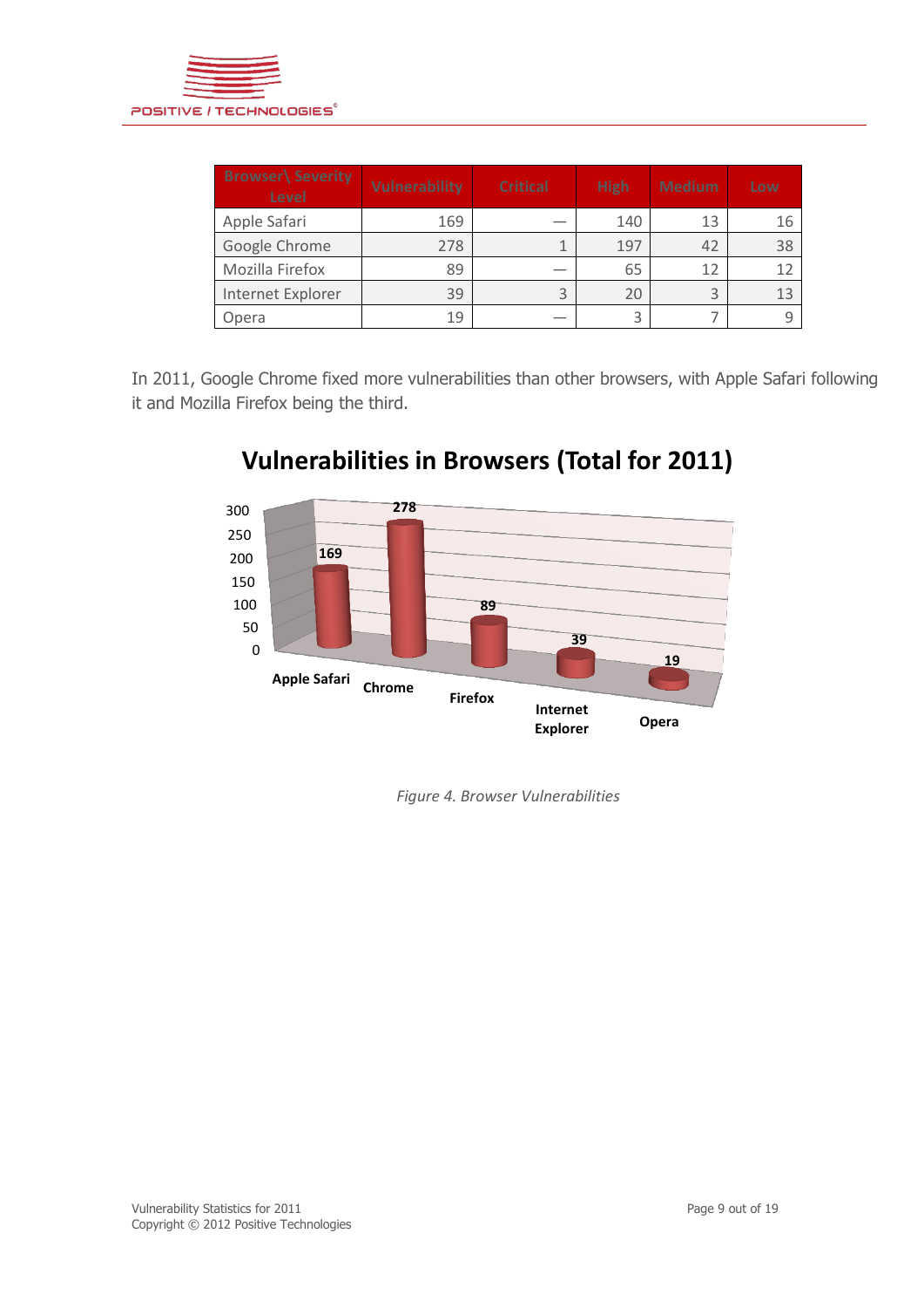| Browser\ Severity Level | Vulnerability | Critical | High | Medium | Low |
|---|---|---|---|---|---|
| Apple Safari | 169 | — | 140 | 13 | 16 |
| Google Chrome | 278 | 1 | 197 | 42 | 38 |
| Mozilla Firefox | 89 | — | 65 | 12 | 12 |
| Internet Explorer | 39 | 3 | 20 | 3 | 13 |
| Opera | 19 | — | 3 | 7 | 9 |

In 2011, Google Chrome fixed more vulnerabilities than other browsers, with Apple Safari following it and Mozilla Firefox being the third.

**Vulnerabilities in Browsers (Total for 2011)**

| Browser | Vulnerabilities |
|---|---|
| Apple Safari | 169 |
| Chrome | 278 |
| Firefox | 89 |
| Internet Explorer | 39 |
| Opera | 19 |

*Figure 4. Browser Vulnerabilities*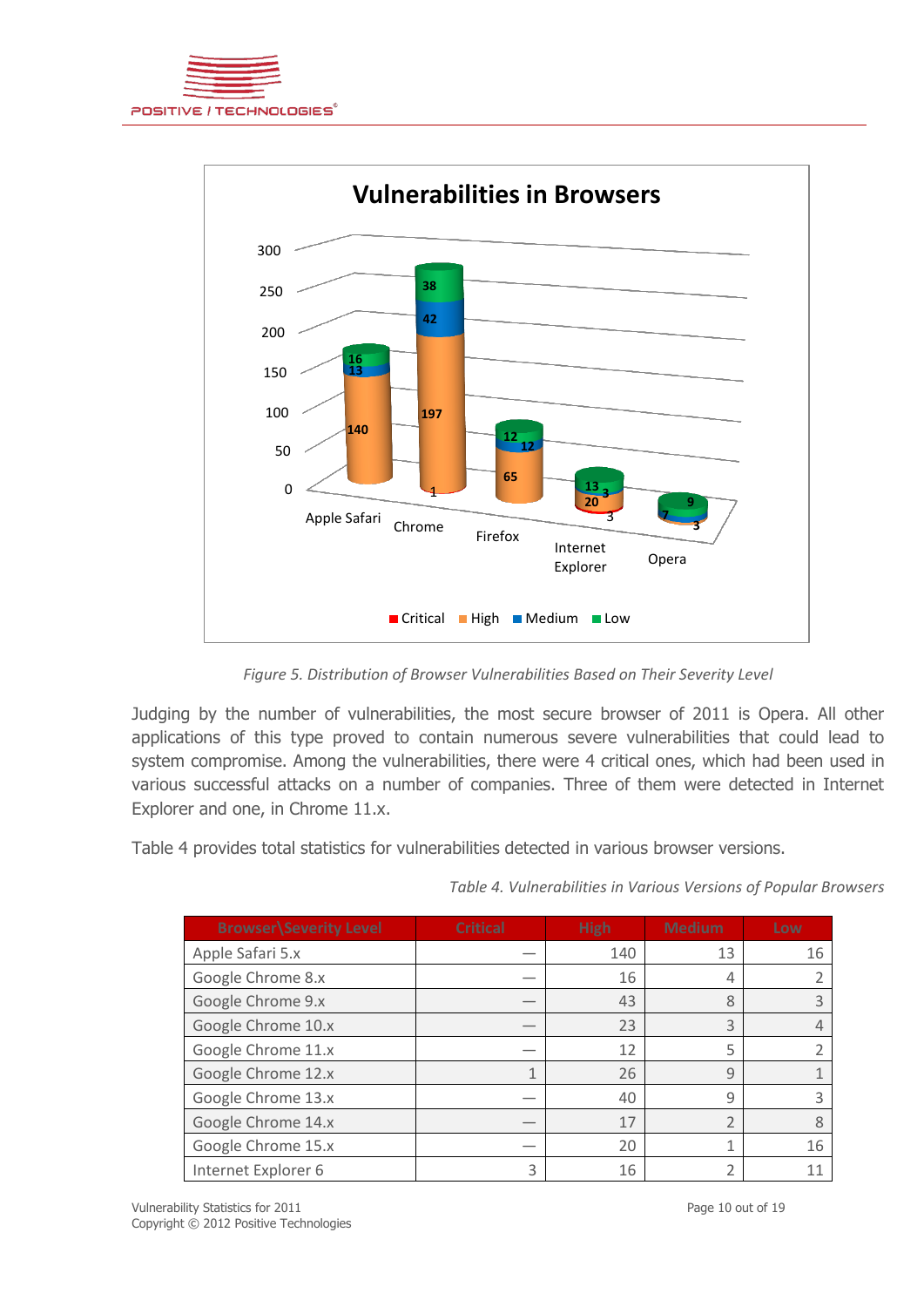*Figure 5. Distribution of Browser Vulnerabilities Based on Their Severity Level*

Judging by the number of vulnerabilities, the most secure browser of 2011 is Opera. All other applications of this type proved to contain numerous severe vulnerabilities that could lead to system compromise. Among the vulnerabilities, there were 4 critical ones, which had been used in various successful attacks on a number of companies. Three of them were detected in Internet Explorer and one, in Chrome 11.x.

Table 4 provides total statistics for vulnerabilities detected in various browser versions.

*Table 4. Vulnerabilities in Various Versions of Popular Browsers*

| Browser\Severity Level | Critical | High | Medium | Low |
|---|---|---|---|---|
| Apple Safari 5.x | — | 140 | 13 | 16 |
| Google Chrome 8.x | — | 16 | 4 | 2 |
| Google Chrome 9.x | — | 43 | 8 | 3 |
| Google Chrome 10.x | — | 23 | 3 | 4 |
| Google Chrome 11.x | — | 12 | 5 | 2 |
| Google Chrome 12.x | 1 | 26 | 9 | 1 |
| Google Chrome 13.x | — | 40 | 9 | 3 |
| Google Chrome 14.x | — | 17 | 2 | 8 |
| Google Chrome 15.x | — | 20 | 1 | 16 |
| Internet Explorer 6 | 3 | 16 | 2 | 11 |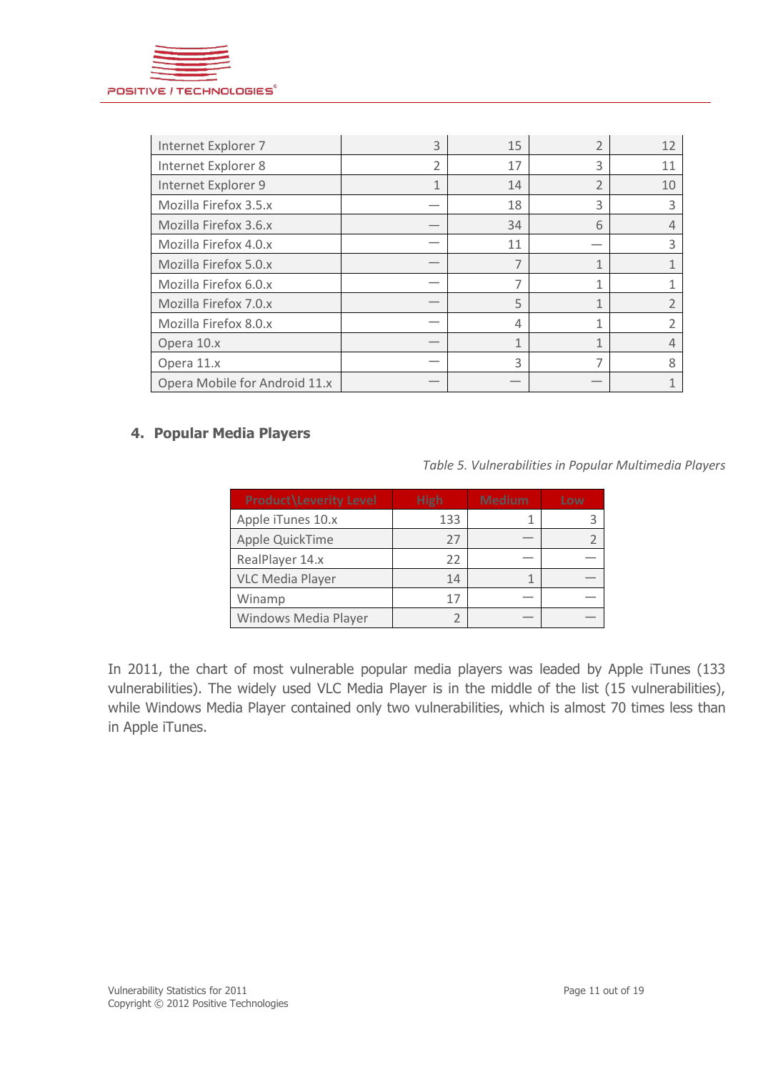| | | | | |
|---|---|---|---|---|
| Internet Explorer 7 | 3 | 15 | 2 | 12 |
| Internet Explorer 8 | 2 | 17 | 3 | 11 |
| Internet Explorer 9 | 1 | 14 | 2 | 10 |
| Mozilla Firefox 3.5.x | — | 18 | 3 | 3 |
| Mozilla Firefox 3.6.x | — | 34 | 6 | 4 |
| Mozilla Firefox 4.0.x | — | 11 | — | 3 |
| Mozilla Firefox 5.0.x | — | 7 | 1 | 1 |
| Mozilla Firefox 6.0.x | — | 7 | 1 | 1 |
| Mozilla Firefox 7.0.x | — | 5 | 1 | 2 |
| Mozilla Firefox 8.0.x | — | 4 | 1 | 2 |
| Opera 10.x | — | 1 | 1 | 4 |
| Opera 11.x | — | 3 | 7 | 8 |
| Opera Mobile for Android 11.x | — | — | — | 1 |

## 4. Popular Media Players

*Table 5. Vulnerabilities in Popular Multimedia Players*

| Product\Leverity Level | High | Medium | Low |
|---|---|---|---|
| Apple iTunes 10.x | 133 | 1 | 3 |
| Apple QuickTime | 27 | — | 2 |
| RealPlayer 14.x | 22 | — | — |
| VLC Media Player | 14 | 1 | — |
| Winamp | 17 | — | — |
| Windows Media Player | 2 | — | — |

In 2011, the chart of most vulnerable popular media players was leaded by Apple iTunes (133 vulnerabilities). The widely used VLC Media Player is in the middle of the list (15 vulnerabilities), while Windows Media Player contained only two vulnerabilities, which is almost 70 times less than in Apple iTunes.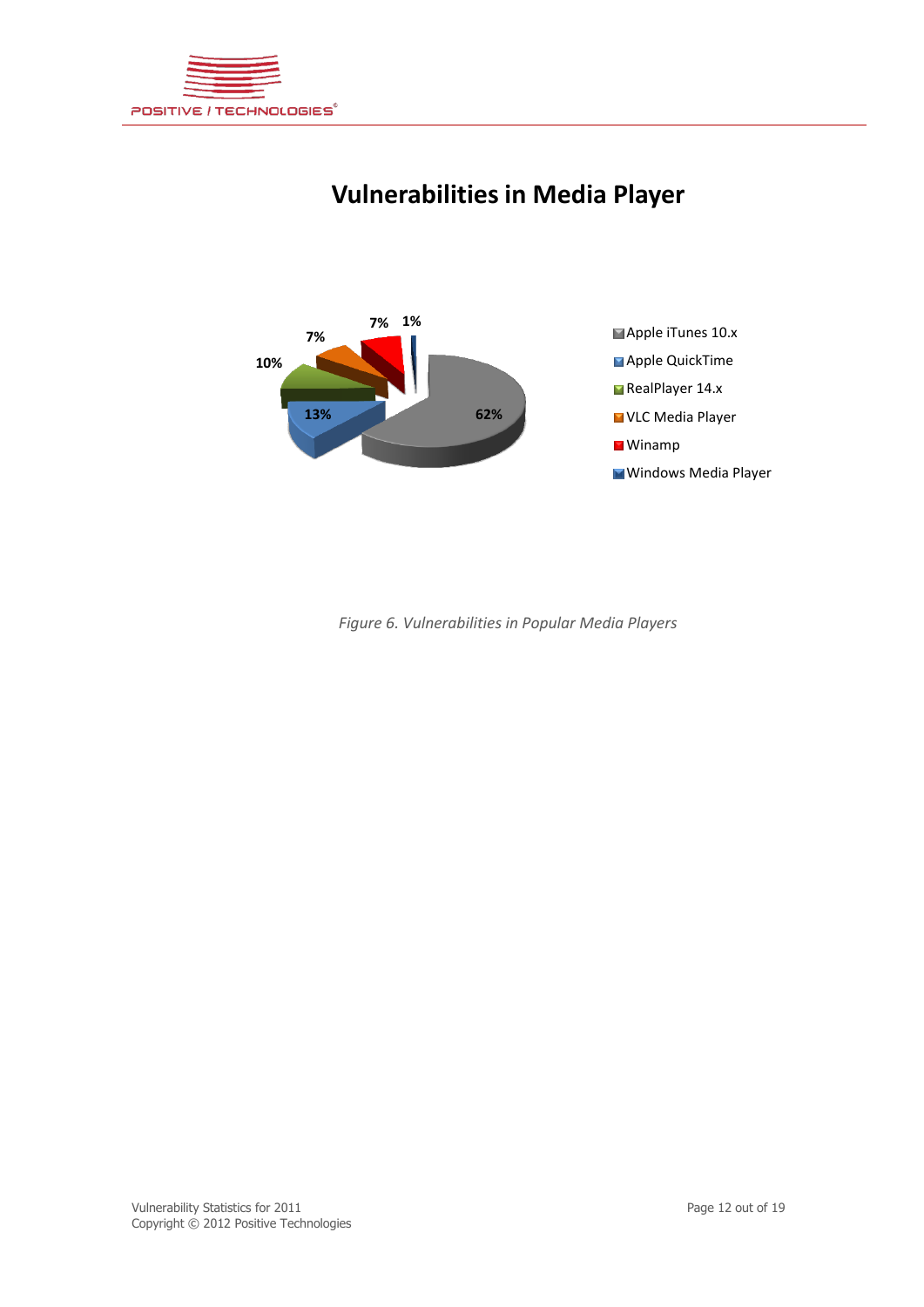# Vulnerabilities in Media Player

| Media Player | Share |
| --- | --- |
| Apple iTunes 10.x | 62% |
| Apple QuickTime | 13% |
| RealPlayer 14.x | 10% |
| VLC Media Player | 7% |
| Winamp | 7% |
| Windows Media Player | 1% |

*Figure 6. Vulnerabilities in Popular Media Players*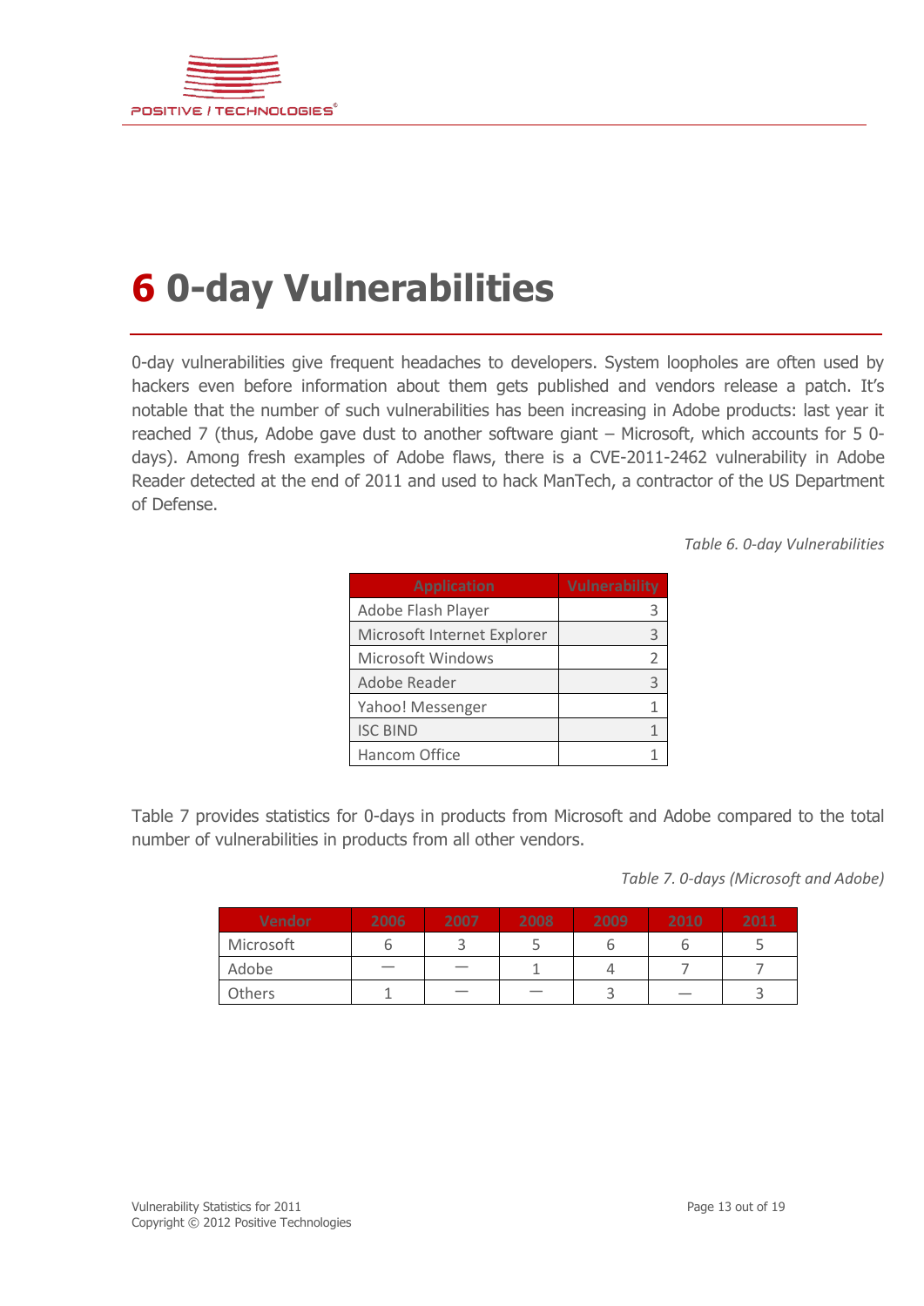# 6 0-day Vulnerabilities

0-day vulnerabilities give frequent headaches to developers. System loopholes are often used by hackers even before information about them gets published and vendors release a patch. It's notable that the number of such vulnerabilities has been increasing in Adobe products: last year it reached 7 (thus, Adobe gave dust to another software giant – Microsoft, which accounts for 5 0-days). Among fresh examples of Adobe flaws, there is a CVE-2011-2462 vulnerability in Adobe Reader detected at the end of 2011 and used to hack ManTech, a contractor of the US Department of Defense.

*Table 6. 0-day Vulnerabilities*

| Application | Vulnerability |
|---|---|
| Adobe Flash Player | 3 |
| Microsoft Internet Explorer | 3 |
| Microsoft Windows | 2 |
| Adobe Reader | 3 |
| Yahoo! Messenger | 1 |
| ISC BIND | 1 |
| Hancom Office | 1 |

Table 7 provides statistics for 0-days in products from Microsoft and Adobe compared to the total number of vulnerabilities in products from all other vendors.

*Table 7. 0-days (Microsoft and Adobe)*

| Vendor | 2006 | 2007 | 2008 | 2009 | 2010 | 2011 |
|---|---|---|---|---|---|---|
| Microsoft | 6 | 3 | 5 | 6 | 6 | 5 |
| Adobe | — | — | 1 | 4 | 7 | 7 |
| Others | 1 | — | — | 3 | — | 3 |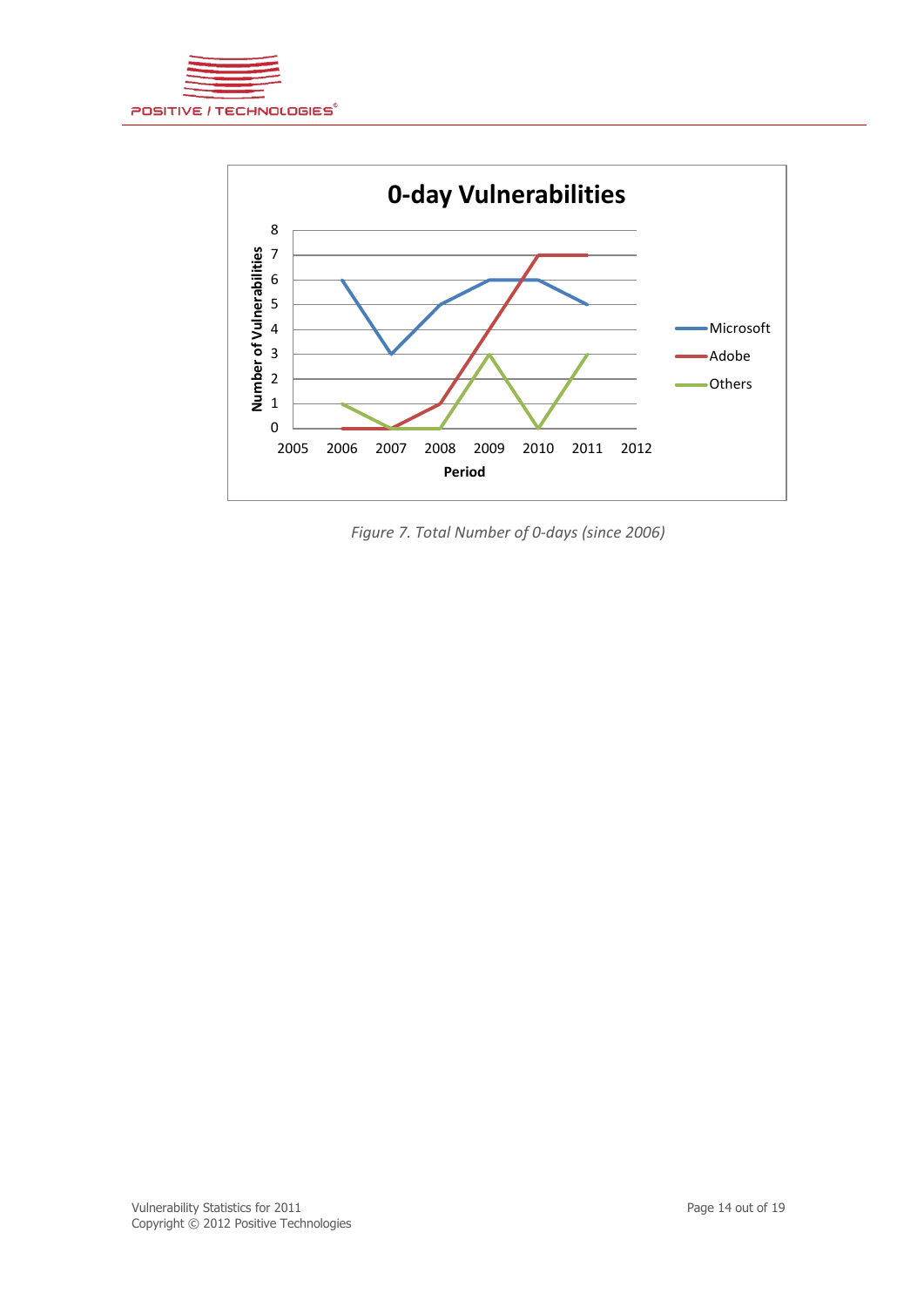*Figure 7. Total Number of 0-days (since 2006)*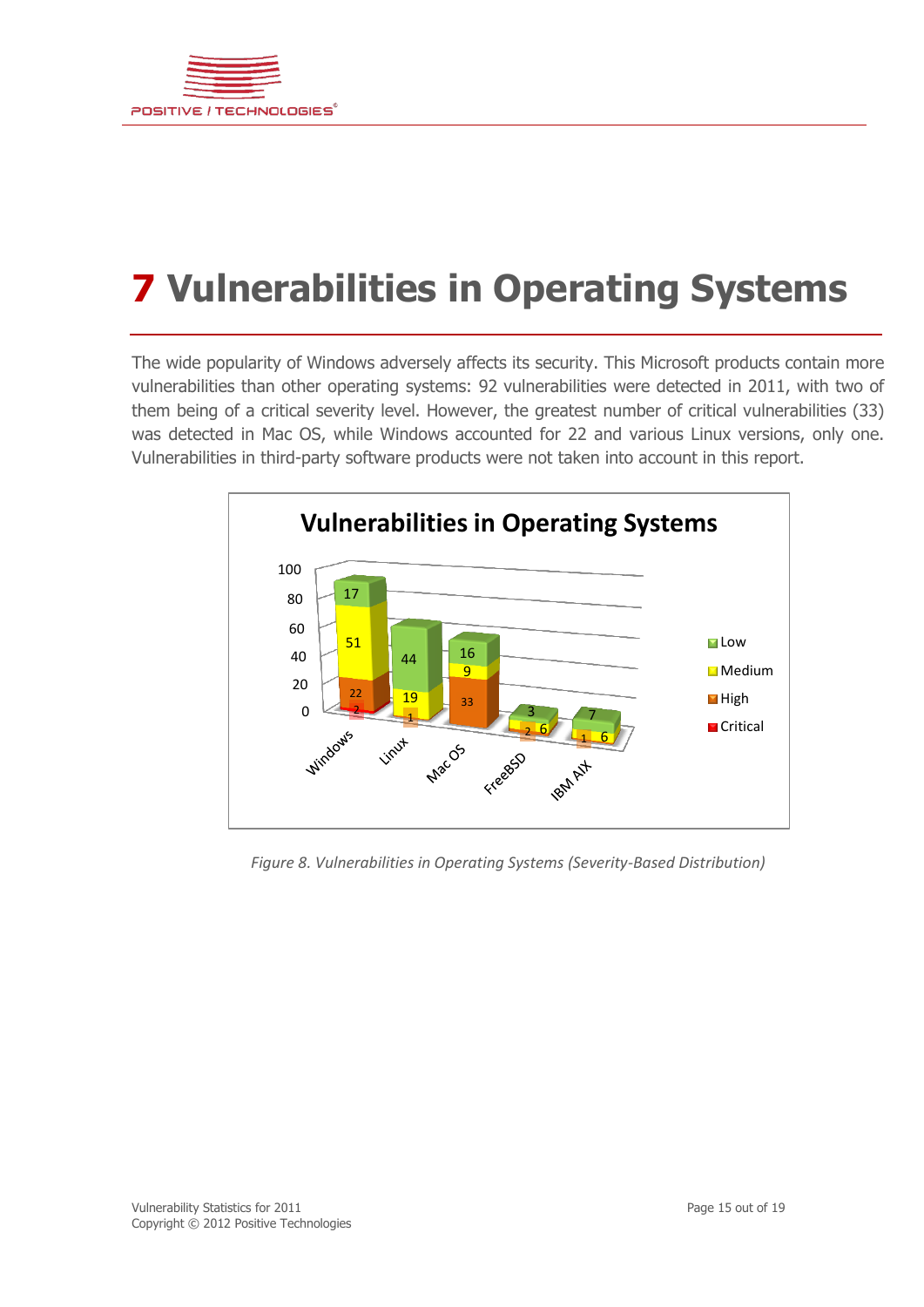# 7 Vulnerabilities in Operating Systems

The wide popularity of Windows adversely affects its security. This Microsoft products contain more vulnerabilities than other operating systems: 92 vulnerabilities were detected in 2011, with two of them being of a critical severity level. However, the greatest number of critical vulnerabilities (33) was detected in Mac OS, while Windows accounted for 22 and various Linux versions, only one. Vulnerabilities in third-party software products were not taken into account in this report.

| | Critical | High | Medium | Low |
|---|---|---|---|---|
| Windows | 2 | 22 | 51 | 17 |
| Linux | | 1 | 19 | 44 |
| Mac OS | | 33 | 9 | 16 |
| FreeBSD | | 2 | 6 | 3 |
| IBM AIX | | 1 | 6 | 7 |

*Figure 8. Vulnerabilities in Operating Systems (Severity-Based Distribution)*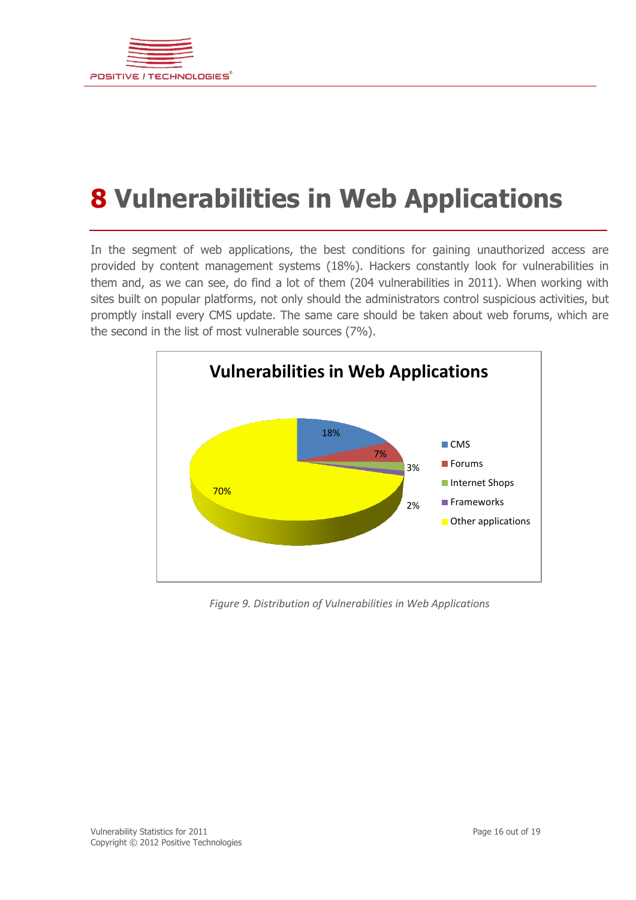# 8 Vulnerabilities in Web Applications

In the segment of web applications, the best conditions for gaining unauthorized access are provided by content management systems (18%). Hackers constantly look for vulnerabilities in them and, as we can see, do find a lot of them (204 vulnerabilities in 2011). When working with sites built on popular platforms, not only should the administrators control suspicious activities, but promptly install every CMS update. The same care should be taken about web forums, which are the second in the list of most vulnerable sources (7%).

*Figure 9. Distribution of Vulnerabilities in Web Applications*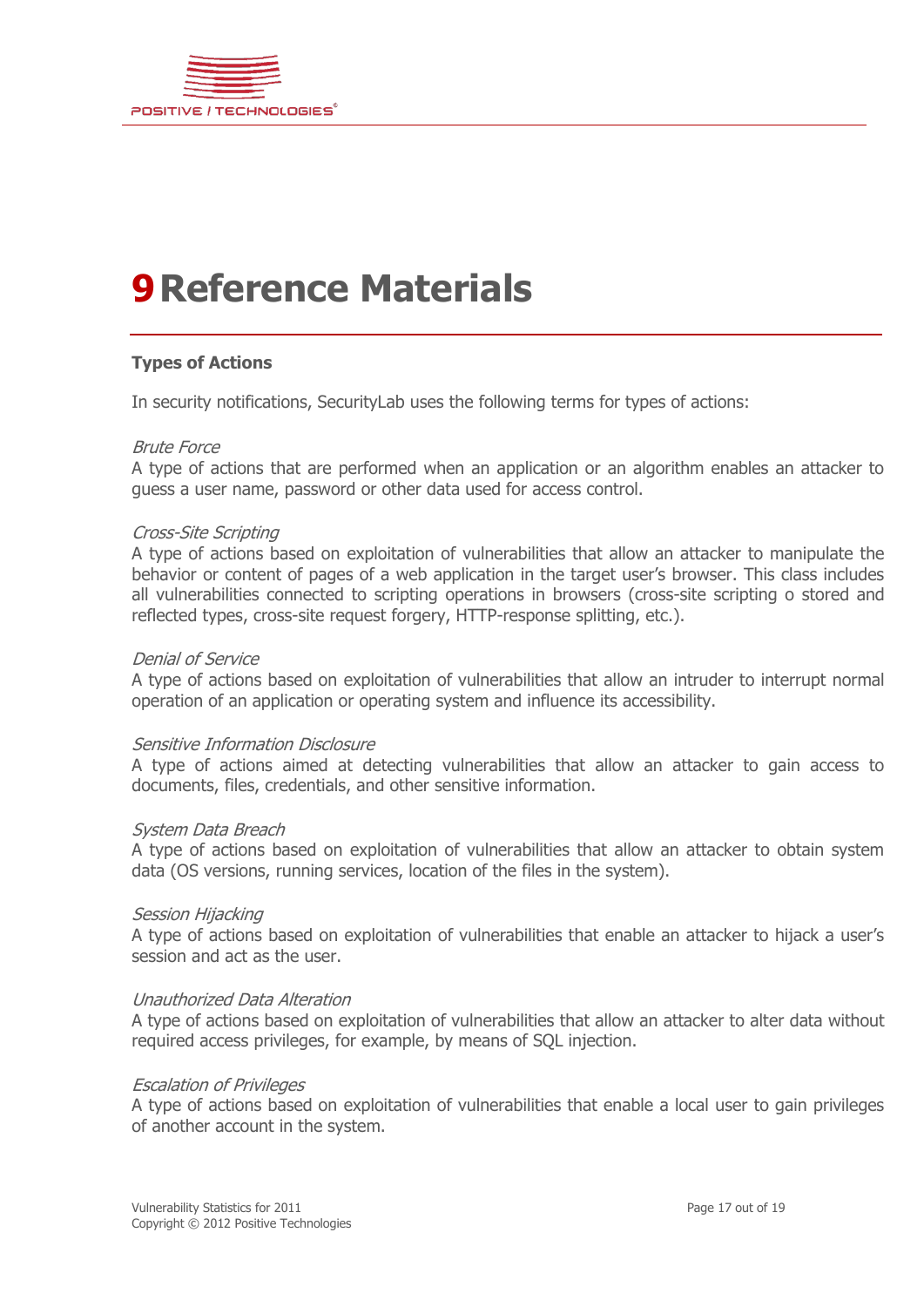# 9 Reference Materials

**Types of Actions**

In security notifications, SecurityLab uses the following terms for types of actions:

*Brute Force*
A type of actions that are performed when an application or an algorithm enables an attacker to guess a user name, password or other data used for access control.

*Cross-Site Scripting*
A type of actions based on exploitation of vulnerabilities that allow an attacker to manipulate the behavior or content of pages of a web application in the target user's browser. This class includes all vulnerabilities connected to scripting operations in browsers (cross-site scripting o stored and reflected types, cross-site request forgery, HTTP-response splitting, etc.).

*Denial of Service*
A type of actions based on exploitation of vulnerabilities that allow an intruder to interrupt normal operation of an application or operating system and influence its accessibility.

*Sensitive Information Disclosure*
A type of actions aimed at detecting vulnerabilities that allow an attacker to gain access to documents, files, credentials, and other sensitive information.

*System Data Breach*
A type of actions based on exploitation of vulnerabilities that allow an attacker to obtain system data (OS versions, running services, location of the files in the system).

*Session Hijacking*
A type of actions based on exploitation of vulnerabilities that enable an attacker to hijack a user's session and act as the user.

*Unauthorized Data Alteration*
A type of actions based on exploitation of vulnerabilities that allow an attacker to alter data without required access privileges, for example, by means of SQL injection.

*Escalation of Privileges*
A type of actions based on exploitation of vulnerabilities that enable a local user to gain privileges of another account in the system.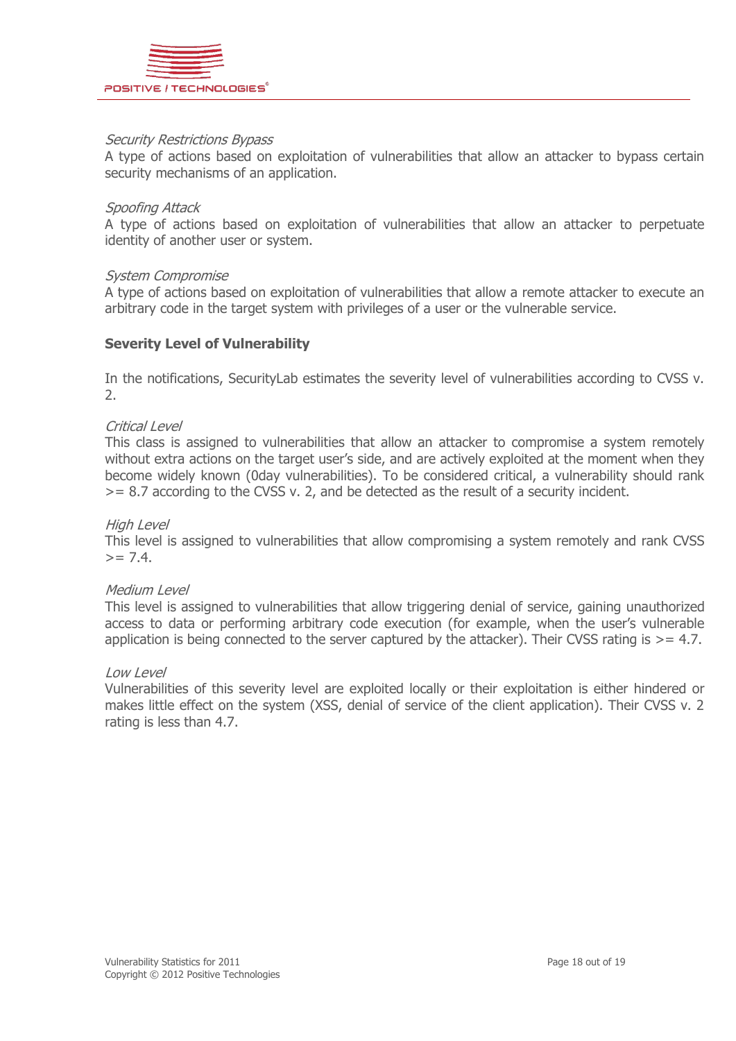*Security Restrictions Bypass*
A type of actions based on exploitation of vulnerabilities that allow an attacker to bypass certain security mechanisms of an application.

*Spoofing Attack*
A type of actions based on exploitation of vulnerabilities that allow an attacker to perpetuate identity of another user or system.

*System Compromise*
A type of actions based on exploitation of vulnerabilities that allow a remote attacker to execute an arbitrary code in the target system with privileges of a user or the vulnerable service.

**Severity Level of Vulnerability**

In the notifications, SecurityLab estimates the severity level of vulnerabilities according to CVSS v. 2.

*Critical Level*
This class is assigned to vulnerabilities that allow an attacker to compromise a system remotely without extra actions on the target user's side, and are actively exploited at the moment when they become widely known (0day vulnerabilities). To be considered critical, a vulnerability should rank >= 8.7 according to the CVSS v. 2, and be detected as the result of a security incident.

*High Level*
This level is assigned to vulnerabilities that allow compromising a system remotely and rank CVSS >= 7.4.

*Medium Level*
This level is assigned to vulnerabilities that allow triggering denial of service, gaining unauthorized access to data or performing arbitrary code execution (for example, when the user's vulnerable application is being connected to the server captured by the attacker). Their CVSS rating is >= 4.7.

*Low Level*
Vulnerabilities of this severity level are exploited locally or their exploitation is either hindered or makes little effect on the system (XSS, denial of service of the client application). Their CVSS v. 2 rating is less than 4.7.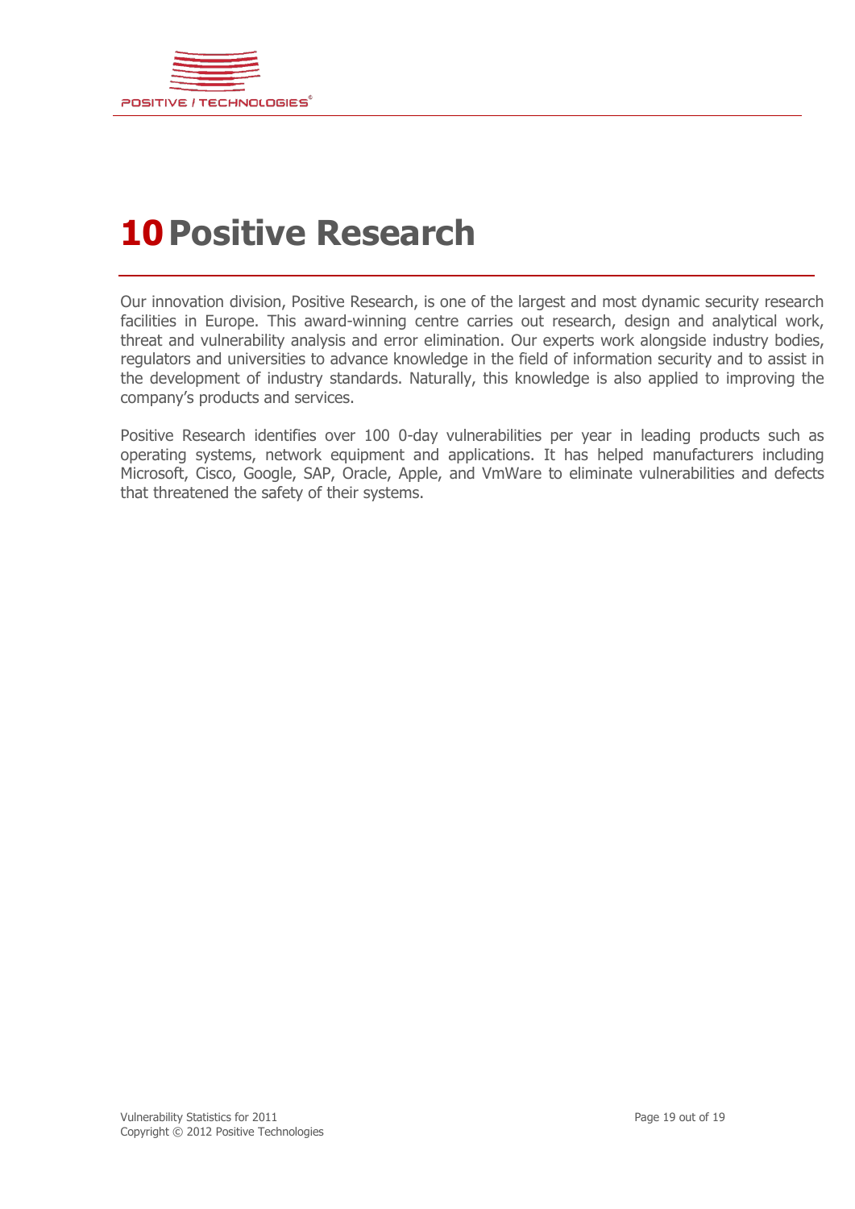# 10 Positive Research

Our innovation division, Positive Research, is one of the largest and most dynamic security research facilities in Europe. This award-winning centre carries out research, design and analytical work, threat and vulnerability analysis and error elimination. Our experts work alongside industry bodies, regulators and universities to advance knowledge in the field of information security and to assist in the development of industry standards. Naturally, this knowledge is also applied to improving the company's products and services.

Positive Research identifies over 100 0-day vulnerabilities per year in leading products such as operating systems, network equipment and applications. It has helped manufacturers including Microsoft, Cisco, Google, SAP, Oracle, Apple, and VmWare to eliminate vulnerabilities and defects that threatened the safety of their systems.